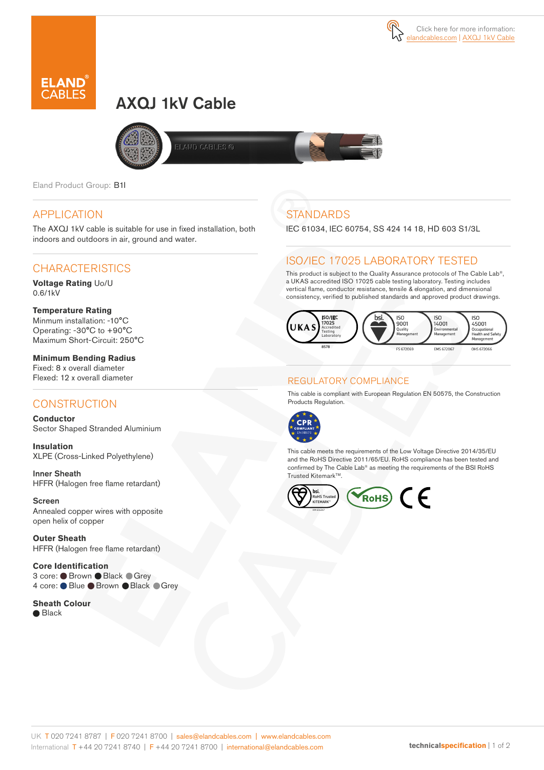Click here for more information: elandcables.com | AXQJ 1kV Cable

# AXQJ 1kV Cable

Eland Product Group: B1I

## APPLICATION

The AXQJ 1kV cable is suitable for use in fixed installation, both indoors and outdoors in air, ground and water.

## CHARACTERISTICS

**Voltage Rating** Uo/U
0.6/1kV

**Temperature Rating**
Minmum installation: -10°C
Operating: -30°C to +90°C
Maximum Short-Circuit: 250°C

**Minimum Bending Radius**
Fixed: 8 x overall diameter
Flexed: 12 x overall diameter

## CONSTRUCTION

**Conductor**
Sector Shaped Stranded Aluminium

**Insulation**
XLPE (Cross-Linked Polyethylene)

**Inner Sheath**
HFFR (Halogen free flame retardant)

**Screen**
Annealed copper wires with opposite open helix of copper

**Outer Sheath**
HFFR (Halogen free flame retardant)

**Core Identification**
3 core: ● Brown ● Black ● Grey
4 core: ● Blue ● Brown ● Black ● Grey

**Sheath Colour**
● Black

## STANDARDS

IEC 61034, IEC 60754, SS 424 14 18, HD 603 S1/3L

## ISO/IEC 17025 LABORATORY TESTED

This product is subject to the Quality Assurance protocols of The Cable Lab®, a UKAS accredited ISO 17025 cable testing laboratory. Testing includes vertical flame, conductor resistance, tensile & elongation, and dimensional consistency, verified to published standards and approved product drawings.

UKAS ISO/IEC 17025 Accredited Testing Laboratory 8578 | bsi. ISO 9001 Quality Management FS 672069 | ISO 14001 Environmental Management EMS 672067 | ISO 45001 Occupational Health and Safety Management OHS 672066

## REGULATORY COMPLIANCE

This cable is compliant with European Regulation EN 50575, the Construction Products Regulation.

CPR COMPLIANT EN 50575

This cable meets the requirements of the Low Voltage Directive 2014/35/EU and the RoHS Directive 2011/65/EU. RoHS compliance has been tested and confirmed by The Cable Lab® as meeting the requirements of the BSI RoHS Trusted Kitemark™.

bsi. RoHS Trusted KITEMARK™ | RoHS | CE

UK T 020 7241 8787 | F 020 7241 8700 | sales@elandcables.com | www.elandcables.com
International T +44 20 7241 8740 | F +44 20 7241 8700 | international@elandcables.com

technicalspecification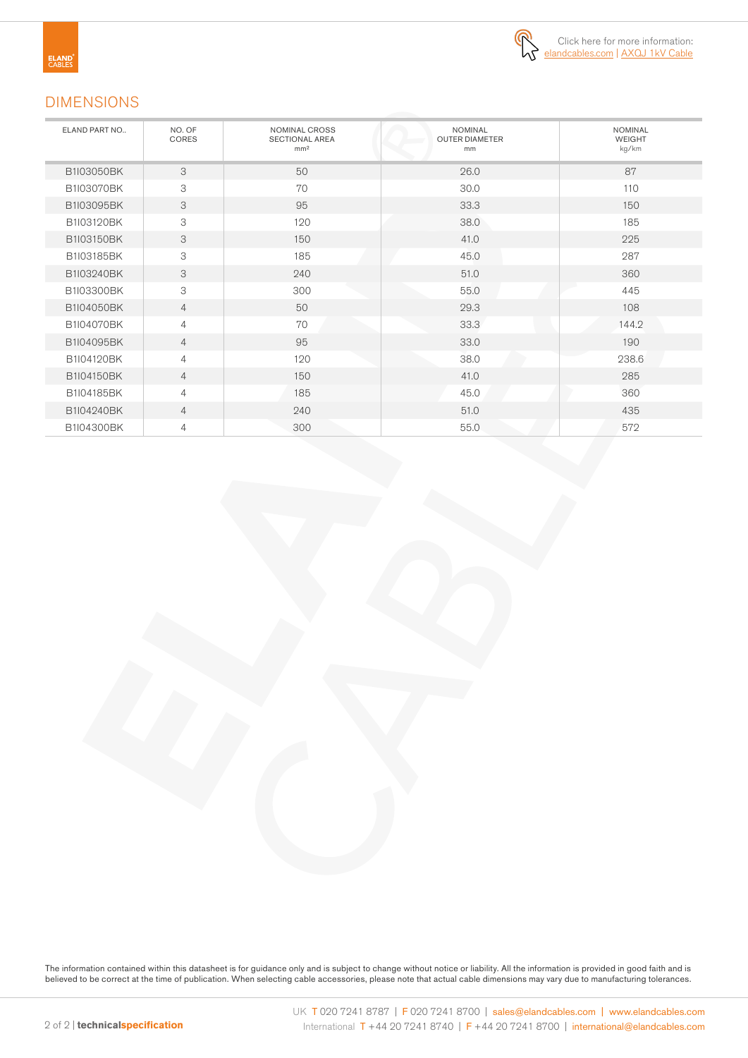## DIMENSIONS

| ELAND PART NO.. | NO. OF CORES | NOMINAL CROSS SECTIONAL AREA mm² | NOMINAL OUTER DIAMETER mm | NOMINAL WEIGHT kg/km |
|---|---|---|---|---|
| B1I03050BK | 3 | 50 | 26.0 | 87 |
| B1I03070BK | 3 | 70 | 30.0 | 110 |
| B1I03095BK | 3 | 95 | 33.3 | 150 |
| B1I03120BK | 3 | 120 | 38.0 | 185 |
| B1I03150BK | 3 | 150 | 41.0 | 225 |
| B1I03185BK | 3 | 185 | 45.0 | 287 |
| B1I03240BK | 3 | 240 | 51.0 | 360 |
| B1I03300BK | 3 | 300 | 55.0 | 445 |
| B1I04050BK | 4 | 50 | 29.3 | 108 |
| B1I04070BK | 4 | 70 | 33.3 | 144.2 |
| B1I04095BK | 4 | 95 | 33.0 | 190 |
| B1I04120BK | 4 | 120 | 38.0 | 238.6 |
| B1I04150BK | 4 | 150 | 41.0 | 285 |
| B1I04185BK | 4 | 185 | 45.0 | 360 |
| B1I04240BK | 4 | 240 | 51.0 | 435 |
| B1I04300BK | 4 | 300 | 55.0 | 572 |

The information contained within this datasheet is for guidance only and is subject to change without notice or liability. All the information is provided in good faith and is believed to be correct at the time of publication. When selecting cable accessories, please note that actual cable dimensions may vary due to manufacturing tolerances.